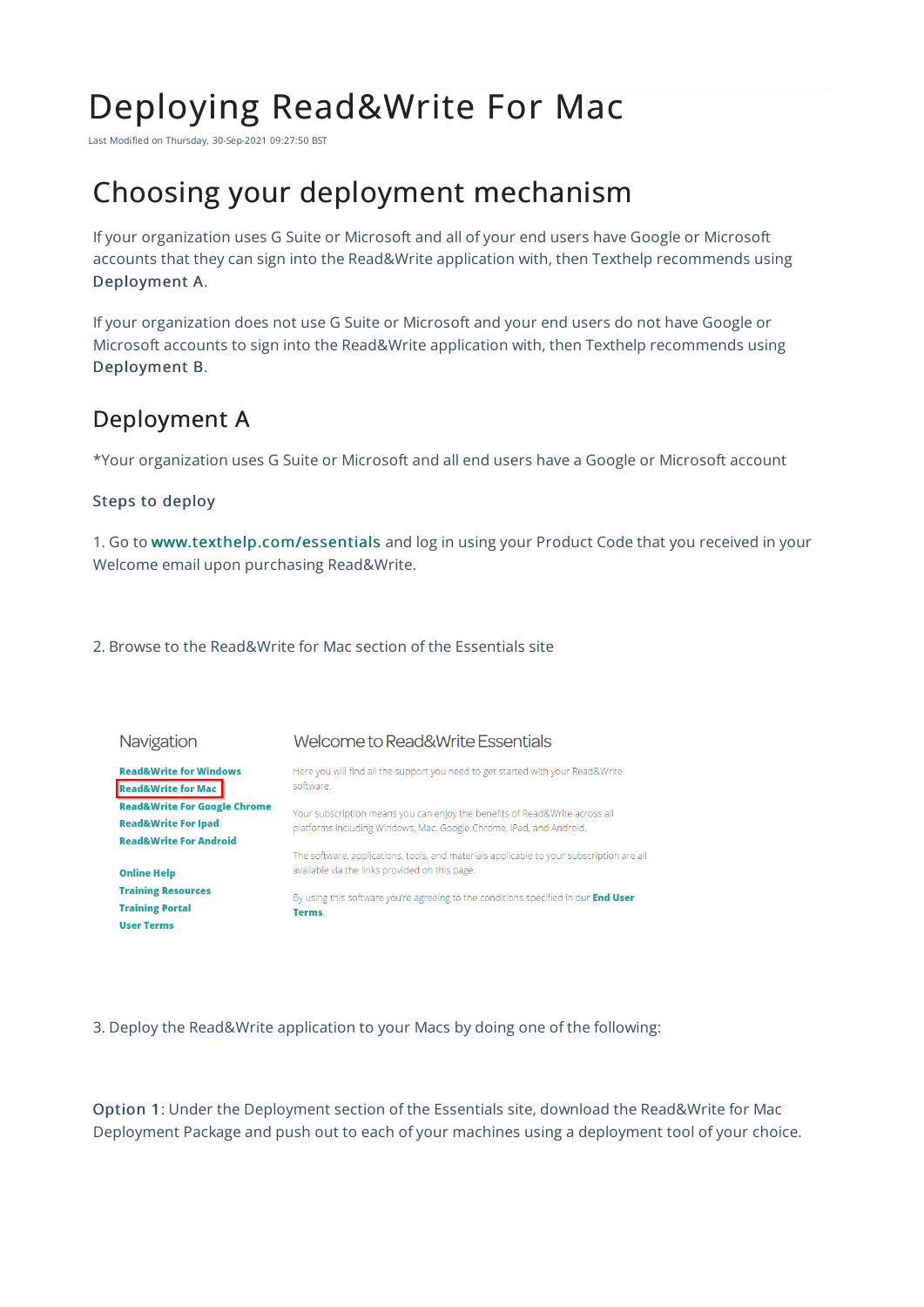# Deploying Read&Write For Mac

Last Modified on Thursday, 30-Sep-2021 09:27:50 BST

## Choosing your deployment mechanism

If your organization uses G Suite or Microsoft and all of your end users have Google or Microsoft accounts that they can sign into the Read&Write application with, then Texthelp recommends using Deployment A.

If your organization does not use G Suite or Microsoft and your end users do not have Google or Microsoft accounts to sign into the Read&Write application with, then Texthelp recommends using Deployment B.

## Deployment A

*Your organization uses G Suite or Microsoft and all end users have a Google or Microsoft account

### Steps to deploy

1. Go to www.texthelp.com/essentials and log in using your Product Code that you received in your Welcome email upon purchasing Read&Write.

2. Browse to the Read&Write for Mac section of the Essentials site

**Navigation**

- Read&Write for Windows
- Read&Write for Mac
- Read&Write For Google Chrome
- Read&Write For Ipad
- Read&Write For Android

- Online Help
- Training Resources
- Training Portal
- User Terms

**Welcome to Read&Write Essentials**

Here you will find all the support you need to get started with your Read&Write software.

Your subscription means you can enjoy the benefits of Read&Write across all platforms including Windows, Mac, Google Chrome, iPad, and Android.

The software, applications, tools, and materials applicable to your subscription are all available via the links provided on this page.

By using this software you're agreeing to the conditions specified in our **End User Terms**.

3. Deploy the Read&Write application to your Macs by doing one of the following:

Option 1: Under the Deployment section of the Essentials site, download the Read&Write for Mac Deployment Package and push out to each of your machines using a deployment tool of your choice.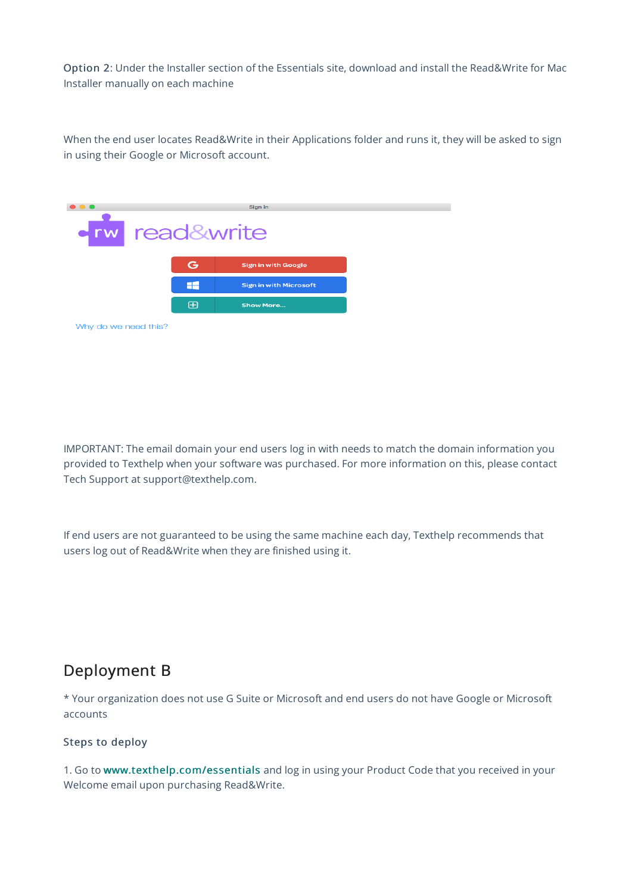Option 2: Under the Installer section of the Essentials site, download and install the Read&Write for Mac Installer manually on each machine

When the end user locates Read&Write in their Applications folder and runs it, they will be asked to sign in using their Google or Microsoft account.

IMPORTANT: The email domain your end users log in with needs to match the domain information you provided to Texthelp when your software was purchased. For more information on this, please contact Tech Support at support@texthelp.com.

If end users are not guaranteed to be using the same machine each day, Texthelp recommends that users log out of Read&Write when they are finished using it.

## Deployment B

* Your organization does not use G Suite or Microsoft and end users do not have Google or Microsoft accounts

### Steps to deploy

1. Go to www.texthelp.com/essentials and log in using your Product Code that you received in your Welcome email upon purchasing Read&Write.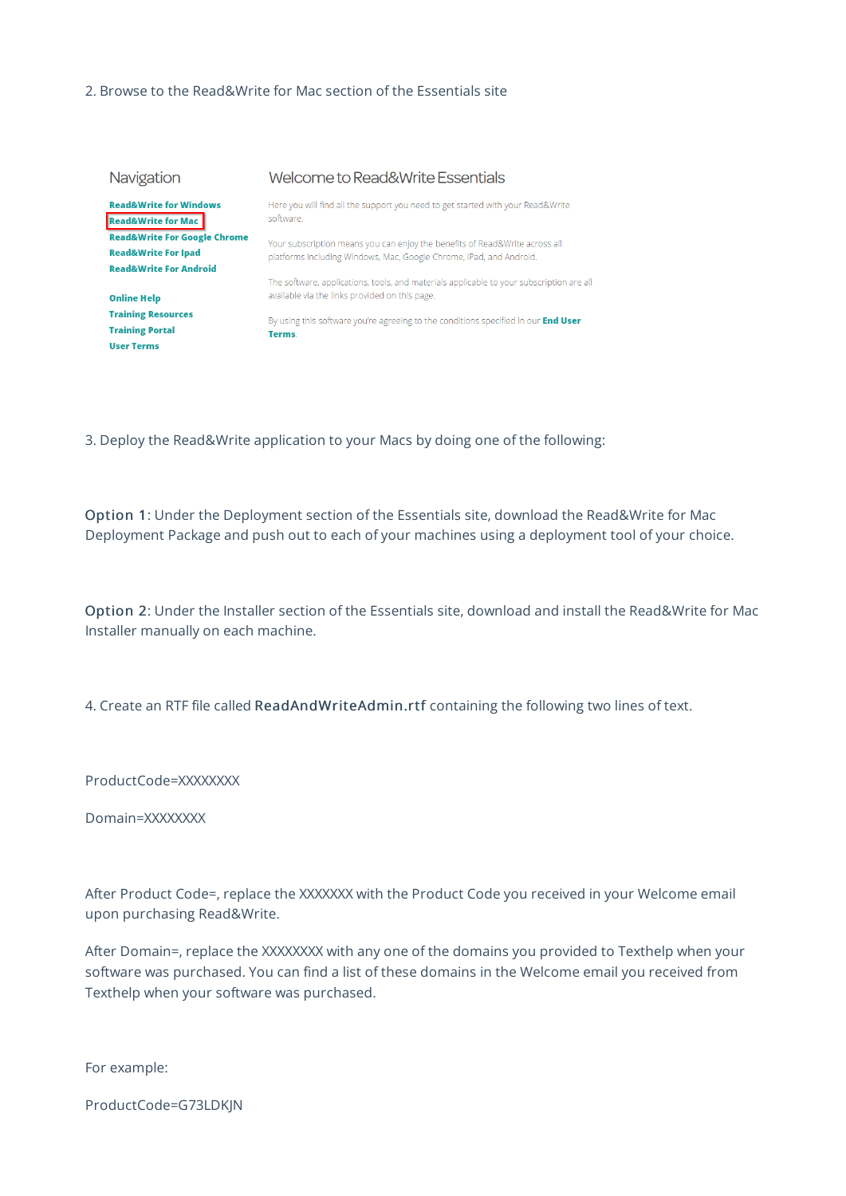2. Browse to the Read&Write for Mac section of the Essentials site

Navigation

Read&Write for Windows
Read&Write for Mac
Read&Write For Google Chrome
Read&Write For Ipad
Read&Write For Android

Online Help
Training Resources
Training Portal
User Terms

Welcome to Read&Write Essentials

Here you will find all the support you need to get started with your Read&Write software.

Your subscription means you can enjoy the benefits of Read&Write across all platforms including Windows, Mac, Google Chrome, iPad, and Android.

The software, applications, tools, and materials applicable to your subscription are all available via the links provided on this page.

By using this software you're agreeing to the conditions specified in our **End User Terms**.

3. Deploy the Read&Write application to your Macs by doing one of the following:

Option 1: Under the Deployment section of the Essentials site, download the Read&Write for Mac Deployment Package and push out to each of your machines using a deployment tool of your choice.

Option 2: Under the Installer section of the Essentials site, download and install the Read&Write for Mac Installer manually on each machine.

4. Create an RTF file called ReadAndWriteAdmin.rtf containing the following two lines of text.

ProductCode=XXXXXXXX

Domain=XXXXXXXX

After Product Code=, replace the XXXXXXX with the Product Code you received in your Welcome email upon purchasing Read&Write.

After Domain=, replace the XXXXXXXX with any one of the domains you provided to Texthelp when your software was purchased. You can find a list of these domains in the Welcome email you received from Texthelp when your software was purchased.

For example:

ProductCode=G73LDKJN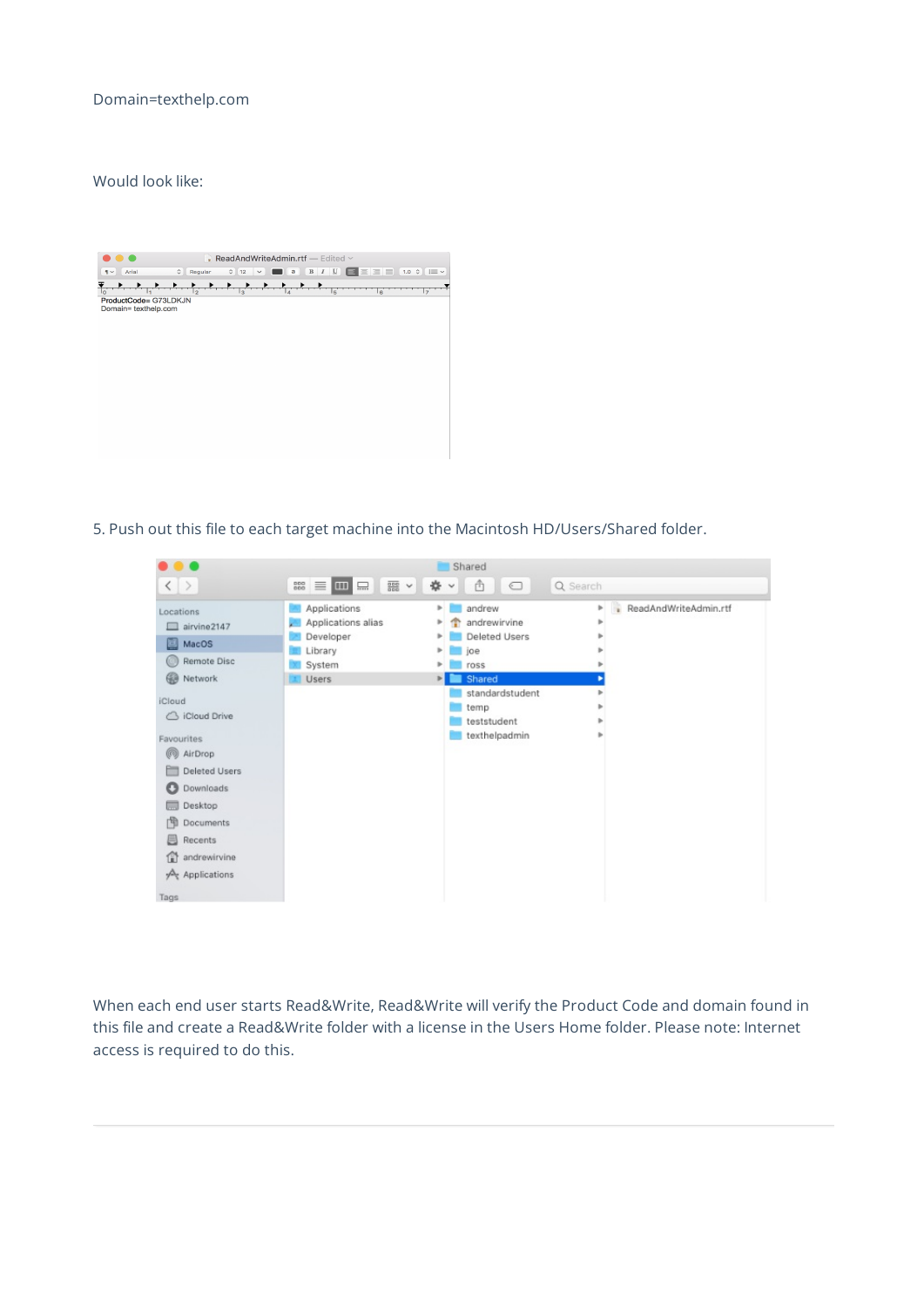Domain=texthelp.com

Would look like:

5. Push out this file to each target machine into the Macintosh HD/Users/Shared folder.

When each end user starts Read&Write, Read&Write will verify the Product Code and domain found in this file and create a Read&Write folder with a license in the Users Home folder. Please note: Internet access is required to do this.